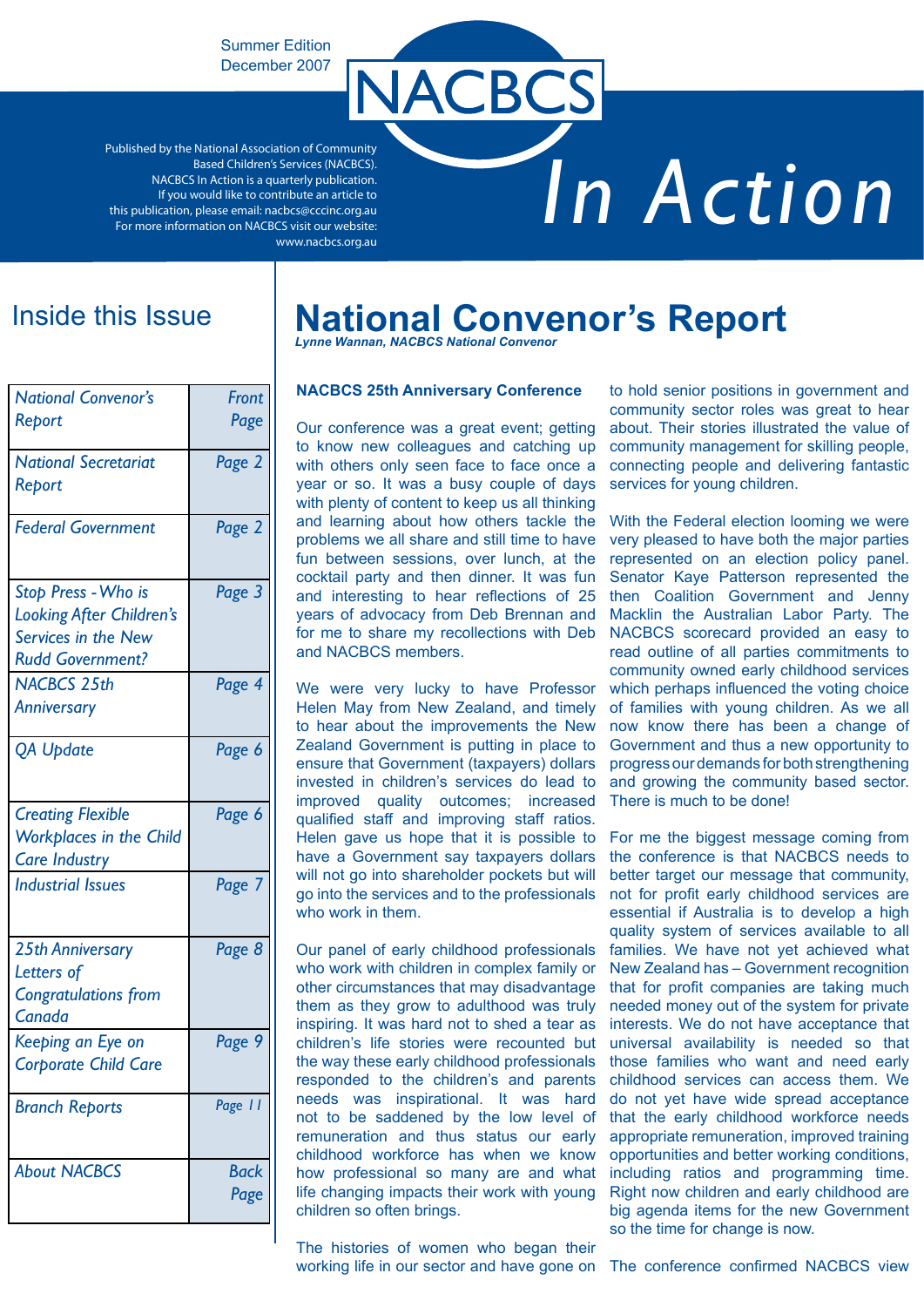Summer Edition
December 2007

# NACBCS In Action

Published by the National Association of Community Based Children's Services (NACBCS).
NACBCS In Action is a quarterly publication.
If you would like to contribute an article to this publication, please email: nacbcs@cccinc.org.au
For more information on NACBCS visit our website: www.nacbcs.org.au

## Inside this Issue

| | |
|---|---|
| *National Convenor's Report* | *Front Page* |
| *National Secretariat Report* | *Page 2* |
| *Federal Government* | *Page 2* |
| *Stop Press - Who is Looking After Children's Services in the New Rudd Government?* | *Page 3* |
| *NACBCS 25th Anniversary* | *Page 4* |
| *QA Update* | *Page 6* |
| *Creating Flexible Workplaces in the Child Care Industry* | *Page 6* |
| *Industrial Issues* | *Page 7* |
| *25th Anniversary Letters of Congratulations from Canada* | *Page 8* |
| *Keeping an Eye on Corporate Child Care* | *Page 9* |
| *Branch Reports* | *Page 11* |
| *About NACBCS* | *Back Page* |

# National Convenor's Report

***Lynne Wannan, NACBCS National Convenor***

### NACBCS 25th Anniversary Conference

Our conference was a great event; getting to know new colleagues and catching up with others only seen face to face once a year or so. It was a busy couple of days with plenty of content to keep us all thinking and learning about how others tackle the problems we all share and still time to have fun between sessions, over lunch, at the cocktail party and then dinner. It was fun and interesting to hear reflections of 25 years of advocacy from Deb Brennan and for me to share my recollections with Deb and NACBCS members.

We were very lucky to have Professor Helen May from New Zealand, and timely to hear about the improvements the New Zealand Government is putting in place to ensure that Government (taxpayers) dollars invested in children's services do lead to improved quality outcomes; increased qualified staff and improving staff ratios. Helen gave us hope that it is possible to have a Government say taxpayers dollars will not go into shareholder pockets but will go into the services and to the professionals who work in them.

Our panel of early childhood professionals who work with children in complex family or other circumstances that may disadvantage them as they grow to adulthood was truly inspiring. It was hard not to shed a tear as children's life stories were recounted but the way these early childhood professionals responded to the children's and parents needs was inspirational. It was hard not to be saddened by the low level of remuneration and thus status our early childhood workforce has when we know how professional so many are and what life changing impacts their work with young children so often brings.

The histories of women who began their working life in our sector and have gone on to hold senior positions in government and community sector roles was great to hear about. Their stories illustrated the value of community management for skilling people, connecting people and delivering fantastic services for young children.

With the Federal election looming we were very pleased to have both the major parties represented on an election policy panel. Senator Kaye Patterson represented the then Coalition Government and Jenny Macklin the Australian Labor Party. The NACBCS scorecard provided an easy to read outline of all parties commitments to community owned early childhood services which perhaps influenced the voting choice of families with young children. As we all now know there has been a change of Government and thus a new opportunity to progress our demands for both strengthening and growing the community based sector. There is much to be done!

For me the biggest message coming from the conference is that NACBCS needs to better target our message that community, not for profit early childhood services are essential if Australia is to develop a high quality system of services available to all families. We have not yet achieved what New Zealand has – Government recognition that for profit companies are taking much needed money out of the system for private interests. We do not have acceptance that universal availability is needed so that those families who want and need early childhood services can access them. We do not yet have wide spread acceptance that the early childhood workforce needs appropriate remuneration, improved training opportunities and better working conditions, including ratios and programming time. Right now children and early childhood are big agenda items for the new Government so the time for change is now.

The conference confirmed NACBCS view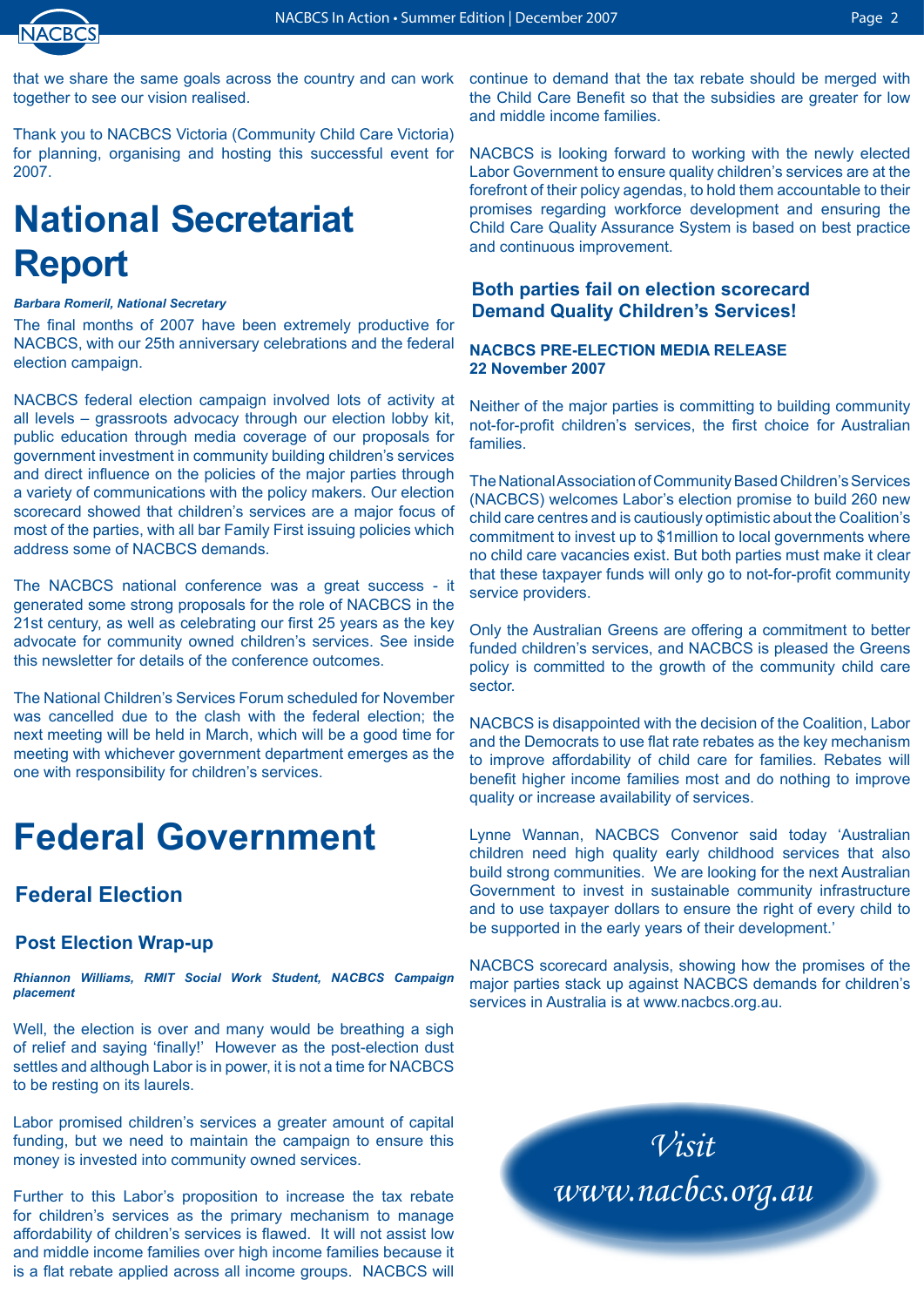that we share the same goals across the country and can work together to see our vision realised.

Thank you to NACBCS Victoria (Community Child Care Victoria) for planning, organising and hosting this successful event for 2007.

# National Secretariat Report

***Barbara Romeril, National Secretary***

The final months of 2007 have been extremely productive for NACBCS, with our 25th anniversary celebrations and the federal election campaign.

NACBCS federal election campaign involved lots of activity at all levels – grassroots advocacy through our election lobby kit, public education through media coverage of our proposals for government investment in community building children's services and direct influence on the policies of the major parties through a variety of communications with the policy makers. Our election scorecard showed that children's services are a major focus of most of the parties, with all bar Family First issuing policies which address some of NACBCS demands.

The NACBCS national conference was a great success - it generated some strong proposals for the role of NACBCS in the 21st century, as well as celebrating our first 25 years as the key advocate for community owned children's services. See inside this newsletter for details of the conference outcomes.

The National Children's Services Forum scheduled for November was cancelled due to the clash with the federal election; the next meeting will be held in March, which will be a good time for meeting with whichever government department emerges as the one with responsibility for children's services.

# Federal Government

## Federal Election

### Post Election Wrap-up

***Rhiannon Williams, RMIT Social Work Student, NACBCS Campaign placement***

Well, the election is over and many would be breathing a sigh of relief and saying 'finally!' However as the post-election dust settles and although Labor is in power, it is not a time for NACBCS to be resting on its laurels.

Labor promised children's services a greater amount of capital funding, but we need to maintain the campaign to ensure this money is invested into community owned services.

Further to this Labor's proposition to increase the tax rebate for children's services as the primary mechanism to manage affordability of children's services is flawed. It will not assist low and middle income families over high income families because it is a flat rebate applied across all income groups. NACBCS will continue to demand that the tax rebate should be merged with the Child Care Benefit so that the subsidies are greater for low and middle income families.

NACBCS is looking forward to working with the newly elected Labor Government to ensure quality children's services are at the forefront of their policy agendas, to hold them accountable to their promises regarding workforce development and ensuring the Child Care Quality Assurance System is based on best practice and continuous improvement.

### Both parties fail on election scorecard Demand Quality Children's Services!

**NACBCS PRE-ELECTION MEDIA RELEASE**
**22 November 2007**

Neither of the major parties is committing to building community not-for-profit children's services, the first choice for Australian families.

The National Association of Community Based Children's Services (NACBCS) welcomes Labor's election promise to build 260 new child care centres and is cautiously optimistic about the Coalition's commitment to invest up to $1million to local governments where no child care vacancies exist. But both parties must make it clear that these taxpayer funds will only go to not-for-profit community service providers.

Only the Australian Greens are offering a commitment to better funded children's services, and NACBCS is pleased the Greens policy is committed to the growth of the community child care sector.

NACBCS is disappointed with the decision of the Coalition, Labor and the Democrats to use flat rate rebates as the key mechanism to improve affordability of child care for families. Rebates will benefit higher income families most and do nothing to improve quality or increase availability of services.

Lynne Wannan, NACBCS Convenor said today 'Australian children need high quality early childhood services that also build strong communities. We are looking for the next Australian Government to invest in sustainable community infrastructure and to use taxpayer dollars to ensure the right of every child to be supported in the early years of their development.'

NACBCS scorecard analysis, showing how the promises of the major parties stack up against NACBCS demands for children's services in Australia is at www.nacbcs.org.au.

*Visit www.nacbcs.org.au*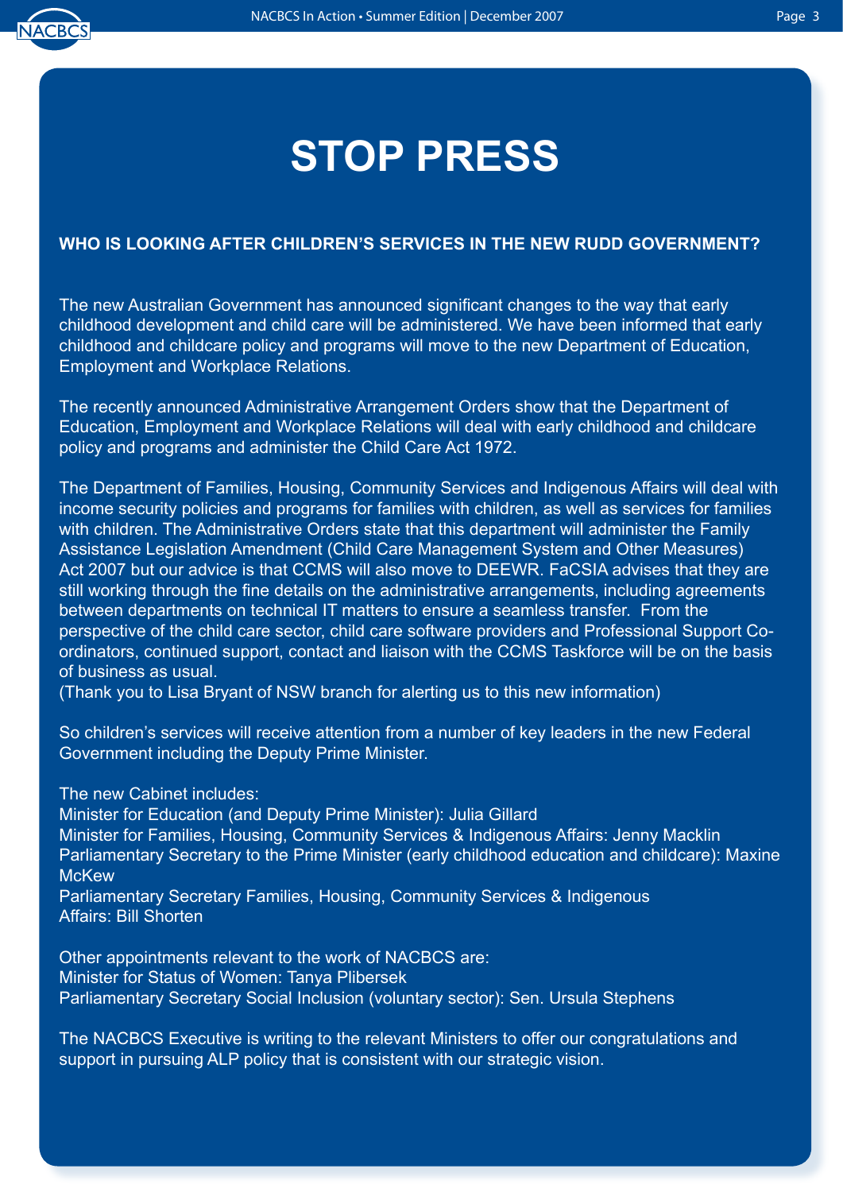# STOP PRESS

**WHO IS LOOKING AFTER CHILDREN'S SERVICES IN THE NEW RUDD GOVERNMENT?**

The new Australian Government has announced significant changes to the way that early childhood development and child care will be administered. We have been informed that early childhood and childcare policy and programs will move to the new Department of Education, Employment and Workplace Relations.

The recently announced Administrative Arrangement Orders show that the Department of Education, Employment and Workplace Relations will deal with early childhood and childcare policy and programs and administer the Child Care Act 1972.

The Department of Families, Housing, Community Services and Indigenous Affairs will deal with income security policies and programs for families with children, as well as services for families with children. The Administrative Orders state that this department will administer the Family Assistance Legislation Amendment (Child Care Management System and Other Measures) Act 2007 but our advice is that CCMS will also move to DEEWR. FaCSIA advises that they are still working through the fine details on the administrative arrangements, including agreements between departments on technical IT matters to ensure a seamless transfer. From the perspective of the child care sector, child care software providers and Professional Support Co-ordinators, continued support, contact and liaison with the CCMS Taskforce will be on the basis of business as usual.
(Thank you to Lisa Bryant of NSW branch for alerting us to this new information)

So children's services will receive attention from a number of key leaders in the new Federal Government including the Deputy Prime Minister.

The new Cabinet includes:
Minister for Education (and Deputy Prime Minister): Julia Gillard
Minister for Families, Housing, Community Services & Indigenous Affairs: Jenny Macklin
Parliamentary Secretary to the Prime Minister (early childhood education and childcare): Maxine McKew
Parliamentary Secretary Families, Housing, Community Services & Indigenous Affairs: Bill Shorten

Other appointments relevant to the work of NACBCS are:
Minister for Status of Women: Tanya Plibersek
Parliamentary Secretary Social Inclusion (voluntary sector): Sen. Ursula Stephens

The NACBCS Executive is writing to the relevant Ministers to offer our congratulations and support in pursuing ALP policy that is consistent with our strategic vision.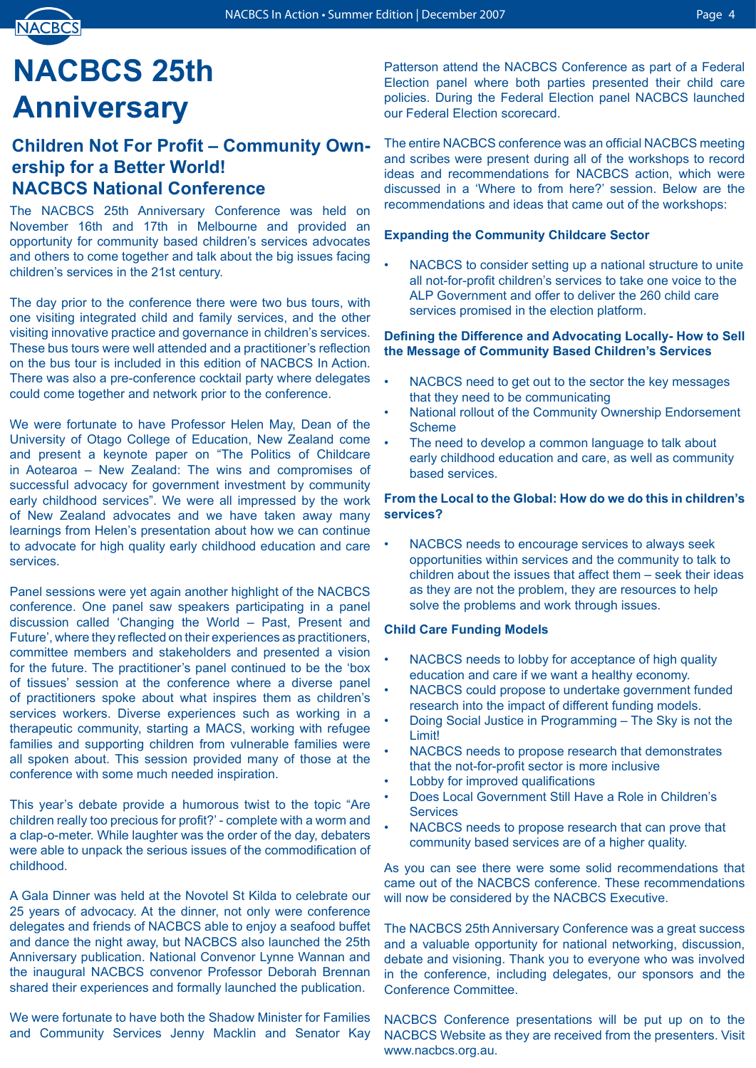# NACBCS 25th Anniversary

## Children Not For Profit – Community Ownership for a Better World! NACBCS National Conference

The NACBCS 25th Anniversary Conference was held on November 16th and 17th in Melbourne and provided an opportunity for community based children's services advocates and others to come together and talk about the big issues facing children's services in the 21st century.

The day prior to the conference there were two bus tours, with one visiting integrated child and family services, and the other visiting innovative practice and governance in children's services. These bus tours were well attended and a practitioner's reflection on the bus tour is included in this edition of NACBCS In Action. There was also a pre-conference cocktail party where delegates could come together and network prior to the conference.

We were fortunate to have Professor Helen May, Dean of the University of Otago College of Education, New Zealand come and present a keynote paper on "The Politics of Childcare in Aotearoa – New Zealand: The wins and compromises of successful advocacy for government investment by community early childhood services". We were all impressed by the work of New Zealand advocates and we have taken away many learnings from Helen's presentation about how we can continue to advocate for high quality early childhood education and care services.

Panel sessions were yet again another highlight of the NACBCS conference. One panel saw speakers participating in a panel discussion called 'Changing the World – Past, Present and Future', where they reflected on their experiences as practitioners, committee members and stakeholders and presented a vision for the future. The practitioner's panel continued to be the 'box of tissues' session at the conference where a diverse panel of practitioners spoke about what inspires them as children's services workers. Diverse experiences such as working in a therapeutic community, starting a MACS, working with refugee families and supporting children from vulnerable families were all spoken about. This session provided many of those at the conference with some much needed inspiration.

This year's debate provide a humorous twist to the topic "Are children really too precious for profit?' - complete with a worm and a clap-o-meter. While laughter was the order of the day, debaters were able to unpack the serious issues of the commodification of childhood.

A Gala Dinner was held at the Novotel St Kilda to celebrate our 25 years of advocacy. At the dinner, not only were conference delegates and friends of NACBCS able to enjoy a seafood buffet and dance the night away, but NACBCS also launched the 25th Anniversary publication. National Convenor Lynne Wannan and the inaugural NACBCS convenor Professor Deborah Brennan shared their experiences and formally launched the publication.

We were fortunate to have both the Shadow Minister for Families and Community Services Jenny Macklin and Senator Kay Patterson attend the NACBCS Conference as part of a Federal Election panel where both parties presented their child care policies. During the Federal Election panel NACBCS launched our Federal Election scorecard.

The entire NACBCS conference was an official NACBCS meeting and scribes were present during all of the workshops to record ideas and recommendations for NACBCS action, which were discussed in a 'Where to from here?' session. Below are the recommendations and ideas that came out of the workshops:

**Expanding the Community Childcare Sector**

- NACBCS to consider setting up a national structure to unite all not-for-profit children's services to take one voice to the ALP Government and offer to deliver the 260 child care services promised in the election platform.

**Defining the Difference and Advocating Locally- How to Sell the Message of Community Based Children's Services**

- NACBCS need to get out to the sector the key messages that they need to be communicating
- National rollout of the Community Ownership Endorsement Scheme
- The need to develop a common language to talk about early childhood education and care, as well as community based services.

**From the Local to the Global: How do we do this in children's services?**

- NACBCS needs to encourage services to always seek opportunities within services and the community to talk to children about the issues that affect them – seek their ideas as they are not the problem, they are resources to help solve the problems and work through issues.

**Child Care Funding Models**

- NACBCS needs to lobby for acceptance of high quality education and care if we want a healthy economy.
- NACBCS could propose to undertake government funded research into the impact of different funding models.
- Doing Social Justice in Programming – The Sky is not the Limit!
- NACBCS needs to propose research that demonstrates that the not-for-profit sector is more inclusive
- Lobby for improved qualifications
- Does Local Government Still Have a Role in Children's Services
- NACBCS needs to propose research that can prove that community based services are of a higher quality.

As you can see there were some solid recommendations that came out of the NACBCS conference. These recommendations will now be considered by the NACBCS Executive.

The NACBCS 25th Anniversary Conference was a great success and a valuable opportunity for national networking, discussion, debate and visioning. Thank you to everyone who was involved in the conference, including delegates, our sponsors and the Conference Committee.

NACBCS Conference presentations will be put up on to the NACBCS Website as they are received from the presenters. Visit www.nacbcs.org.au.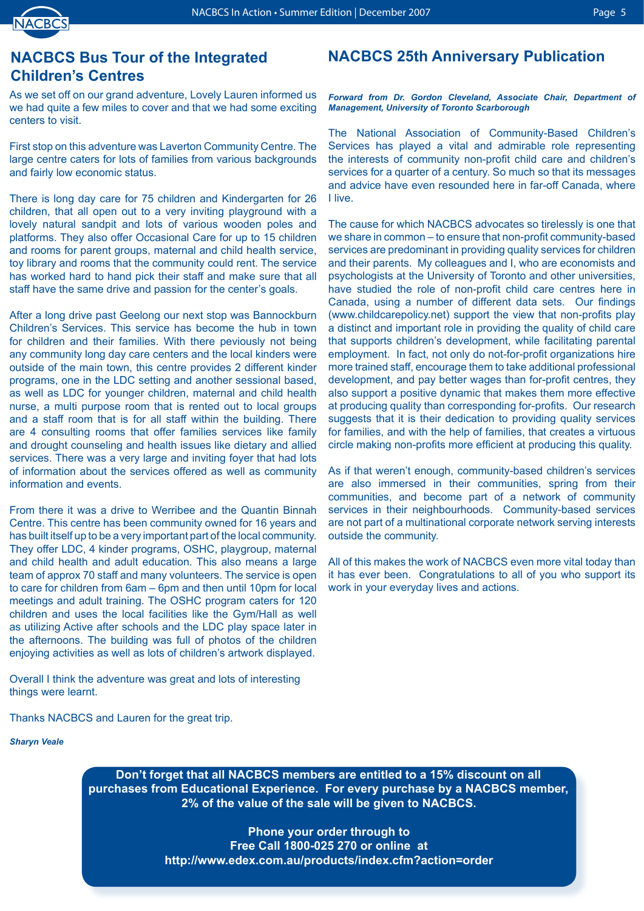## NACBCS Bus Tour of the Integrated Children's Centres

As we set off on our grand adventure, Lovely Lauren informed us we had quite a few miles to cover and that we had some exciting centers to visit.

First stop on this adventure was Laverton Community Centre. The large centre caters for lots of families from various backgrounds and fairly low economic status.

There is long day care for 75 children and Kindergarten for 26 children, that all open out to a very inviting playground with a lovely natural sandpit and lots of various wooden poles and platforms. They also offer Occasional Care for up to 15 children and rooms for parent groups, maternal and child health service, toy library and rooms that the community could rent. The service has worked hard to hand pick their staff and make sure that all staff have the same drive and passion for the center's goals.

After a long drive past Geelong our next stop was Bannockburn Children's Services. This service has become the hub in town for children and their families. With there peviously not being any community long day care centers and the local kinders were outside of the main town, this centre provides 2 different kinder programs, one in the LDC setting and another sessional based, as well as LDC for younger children, maternal and child health nurse, a multi purpose room that is rented out to local groups and a staff room that is for all staff within the building. There are 4 consulting rooms that offer families services like family and drought counseling and health issues like dietary and allied services. There was a very large and inviting foyer that had lots of information about the services offered as well as community information and events.

From there it was a drive to Werribee and the Quantin Binnah Centre. This centre has been community owned for 16 years and has built itself up to be a very important part of the local community. They offer LDC, 4 kinder programs, OSHC, playgroup, maternal and child health and adult education. This also means a large team of approx 70 staff and many volunteers. The service is open to care for children from 6am – 6pm and then until 10pm for local meetings and adult training. The OSHC program caters for 120 children and uses the local facilities like the Gym/Hall as well as utilizing Active after schools and the LDC play space later in the afternoons. The building was full of photos of the children enjoying activities as well as lots of children's artwork displayed.

Overall I think the adventure was great and lots of interesting things were learnt.

Thanks NACBCS and Lauren for the great trip.

***Sharyn Veale***

## NACBCS 25th Anniversary Publication

***Forward from Dr. Gordon Cleveland, Associate Chair, Department of Management, University of Toronto Scarborough***

The National Association of Community-Based Children's Services has played a vital and admirable role representing the interests of community non-profit child care and children's services for a quarter of a century. So much so that its messages and advice have even resounded here in far-off Canada, where I live.

The cause for which NACBCS advocates so tirelessly is one that we share in common – to ensure that non-profit community-based services are predominant in providing quality services for children and their parents. My colleagues and I, who are economists and psychologists at the University of Toronto and other universities, have studied the role of non-profit child care centres here in Canada, using a number of different data sets. Our findings (www.childcarepolicy.net) support the view that non-profits play a distinct and important role in providing the quality of child care that supports children's development, while facilitating parental employment. In fact, not only do not-for-profit organizations hire more trained staff, encourage them to take additional professional development, and pay better wages than for-profit centres, they also support a positive dynamic that makes them more effective at producing quality than corresponding for-profits. Our research suggests that it is their dedication to providing quality services for families, and with the help of families, that creates a virtuous circle making non-profits more efficient at producing this quality.

As if that weren't enough, community-based children's services are also immersed in their communities, spring from their communities, and become part of a network of community services in their neighbourhoods. Community-based services are not part of a multinational corporate network serving interests outside the community.

All of this makes the work of NACBCS even more vital today than it has ever been. Congratulations to all of you who support its work in your everyday lives and actions.

**Don't forget that all NACBCS members are entitled to a 15% discount on all purchases from Educational Experience. For every purchase by a NACBCS member, 2% of the value of the sale will be given to NACBCS.**

**Phone your order through to**
**Free Call 1800-025 270 or online at**
**http://www.edex.com.au/products/index.cfm?action=order**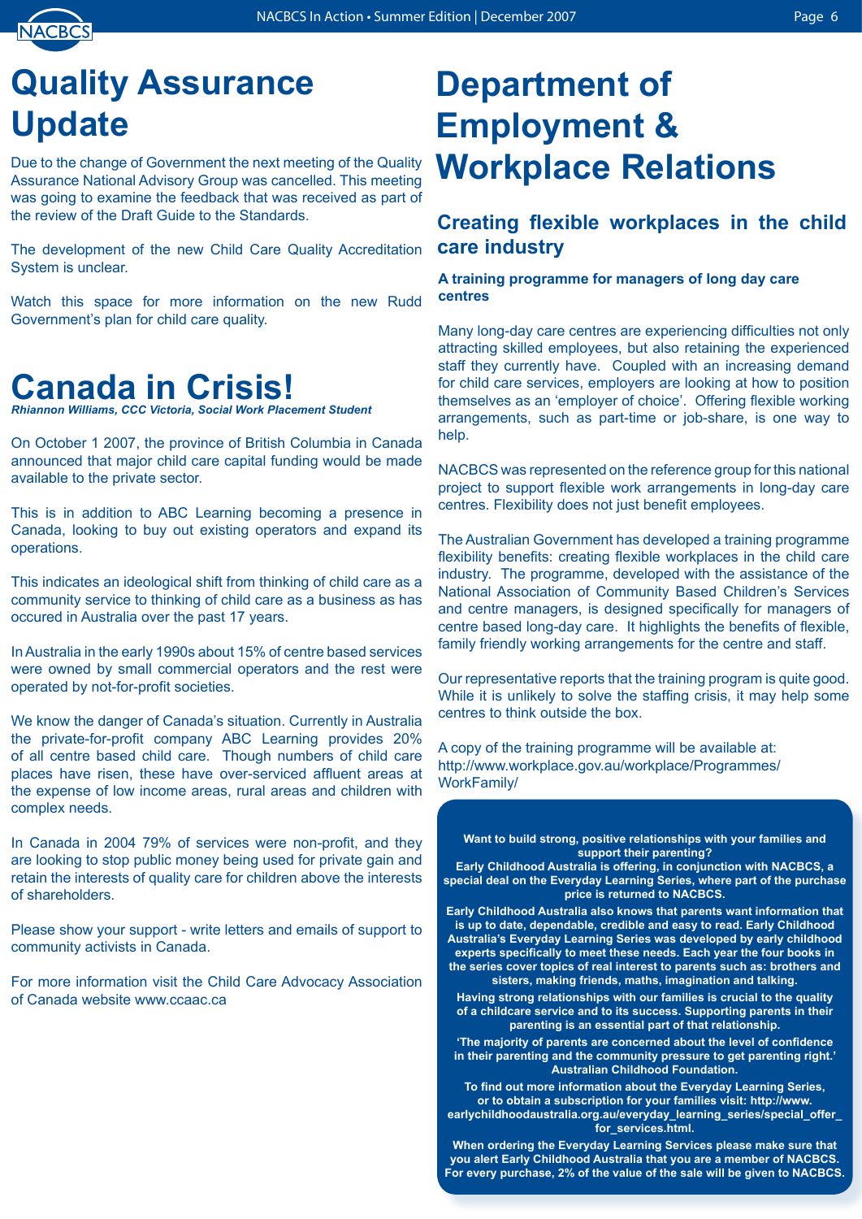# Quality Assurance Update

Due to the change of Government the next meeting of the Quality Assurance National Advisory Group was cancelled. This meeting was going to examine the feedback that was received as part of the review of the Draft Guide to the Standards.

The development of the new Child Care Quality Accreditation System is unclear.

Watch this space for more information on the new Rudd Government's plan for child care quality.

# Canada in Crisis!

***Rhiannon Williams, CCC Victoria, Social Work Placement Student***

On October 1 2007, the province of British Columbia in Canada announced that major child care capital funding would be made available to the private sector.

This is in addition to ABC Learning becoming a presence in Canada, looking to buy out existing operators and expand its operations.

This indicates an ideological shift from thinking of child care as a community service to thinking of child care as a business as has occured in Australia over the past 17 years.

In Australia in the early 1990s about 15% of centre based services were owned by small commercial operators and the rest were operated by not-for-profit societies.

We know the danger of Canada's situation. Currently in Australia the private-for-profit company ABC Learning provides 20% of all centre based child care. Though numbers of child care places have risen, these have over-serviced affluent areas at the expense of low income areas, rural areas and children with complex needs.

In Canada in 2004 79% of services were non-profit, and they are looking to stop public money being used for private gain and retain the interests of quality care for children above the interests of shareholders.

Please show your support - write letters and emails of support to community activists in Canada.

For more information visit the Child Care Advocacy Association of Canada website www.ccaac.ca

# Department of Employment & Workplace Relations

## Creating flexible workplaces in the child care industry

**A training programme for managers of long day care centres**

Many long-day care centres are experiencing difficulties not only attracting skilled employees, but also retaining the experienced staff they currently have. Coupled with an increasing demand for child care services, employers are looking at how to position themselves as an 'employer of choice'. Offering flexible working arrangements, such as part-time or job-share, is one way to help.

NACBCS was represented on the reference group for this national project to support flexible work arrangements in long-day care centres. Flexibility does not just benefit employees.

The Australian Government has developed a training programme flexibility benefits: creating flexible workplaces in the child care industry. The programme, developed with the assistance of the National Association of Community Based Children's Services and centre managers, is designed specifically for managers of centre based long-day care. It highlights the benefits of flexible, family friendly working arrangements for the centre and staff.

Our representative reports that the training program is quite good. While it is unlikely to solve the staffing crisis, it may help some centres to think outside the box.

A copy of the training programme will be available at:
http://www.workplace.gov.au/workplace/Programmes/WorkFamily/

**Want to build strong, positive relationships with your families and support their parenting?**

**Early Childhood Australia is offering, in conjunction with NACBCS, a special deal on the Everyday Learning Series, where part of the purchase price is returned to NACBCS.**

**Early Childhood Australia also knows that parents want information that is up to date, dependable, credible and easy to read. Early Childhood Australia's Everyday Learning Series was developed by early childhood experts specifically to meet these needs. Each year the four books in the series cover topics of real interest to parents such as: brothers and sisters, making friends, maths, imagination and talking.**

**Having strong relationships with our families is crucial to the quality of a childcare service and to its success. Supporting parents in their parenting is an essential part of that relationship.**

**'The majority of parents are concerned about the level of confidence in their parenting and the community pressure to get parenting right.' Australian Childhood Foundation.**

**To find out more information about the Everyday Learning Series, or to obtain a subscription for your families visit: http://www.earlychildhoodaustralia.org.au/everyday_learning_series/special_offer_for_services.html.**

**When ordering the Everyday Learning Services please make sure that you alert Early Childhood Australia that you are a member of NACBCS. For every purchase, 2% of the value of the sale will be given to NACBCS.**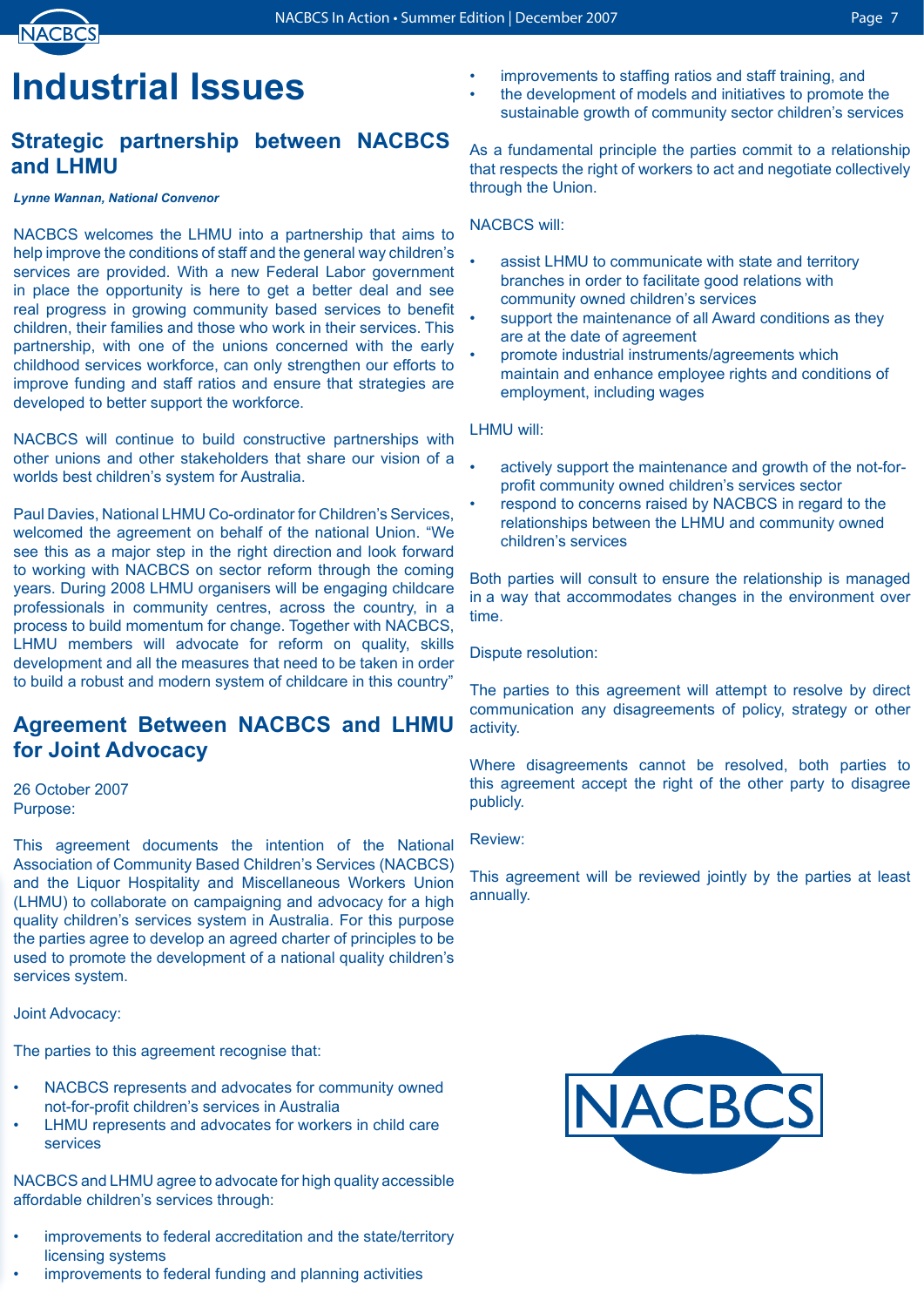# Industrial Issues

## Strategic partnership between NACBCS and LHMU

***Lynne Wannan, National Convenor***

NACBCS welcomes the LHMU into a partnership that aims to help improve the conditions of staff and the general way children's services are provided. With a new Federal Labor government in place the opportunity is here to get a better deal and see real progress in growing community based services to benefit children, their families and those who work in their services. This partnership, with one of the unions concerned with the early childhood services workforce, can only strengthen our efforts to improve funding and staff ratios and ensure that strategies are developed to better support the workforce.

NACBCS will continue to build constructive partnerships with other unions and other stakeholders that share our vision of a worlds best children's system for Australia.

Paul Davies, National LHMU Co-ordinator for Children's Services, welcomed the agreement on behalf of the national Union. "We see this as a major step in the right direction and look forward to working with NACBCS on sector reform through the coming years. During 2008 LHMU organisers will be engaging childcare professionals in community centres, across the country, in a process to build momentum for change. Together with NACBCS, LHMU members will advocate for reform on quality, skills development and all the measures that need to be taken in order to build a robust and modern system of childcare in this country"

## Agreement Between NACBCS and LHMU for Joint Advocacy

26 October 2007

Purpose:

This agreement documents the intention of the National Association of Community Based Children's Services (NACBCS) and the Liquor Hospitality and Miscellaneous Workers Union (LHMU) to collaborate on campaigning and advocacy for a high quality children's services system in Australia. For this purpose the parties agree to develop an agreed charter of principles to be used to promote the development of a national quality children's services system.

Joint Advocacy:

The parties to this agreement recognise that:

- NACBCS represents and advocates for community owned not-for-profit children's services in Australia
- LHMU represents and advocates for workers in child care services

NACBCS and LHMU agree to advocate for high quality accessible affordable children's services through:

- improvements to federal accreditation and the state/territory licensing systems
- improvements to federal funding and planning activities
- improvements to staffing ratios and staff training, and
- the development of models and initiatives to promote the sustainable growth of community sector children's services

As a fundamental principle the parties commit to a relationship that respects the right of workers to act and negotiate collectively through the Union.

NACBCS will:

- assist LHMU to communicate with state and territory branches in order to facilitate good relations with community owned children's services
- support the maintenance of all Award conditions as they are at the date of agreement
- promote industrial instruments/agreements which maintain and enhance employee rights and conditions of employment, including wages

LHMU will:

- actively support the maintenance and growth of the not-for-profit community owned children's services sector
- respond to concerns raised by NACBCS in regard to the relationships between the LHMU and community owned children's services

Both parties will consult to ensure the relationship is managed in a way that accommodates changes in the environment over time.

Dispute resolution:

The parties to this agreement will attempt to resolve by direct communication any disagreements of policy, strategy or other activity.

Where disagreements cannot be resolved, both parties to this agreement accept the right of the other party to disagree publicly.

Review:

This agreement will be reviewed jointly by the parties at least annually.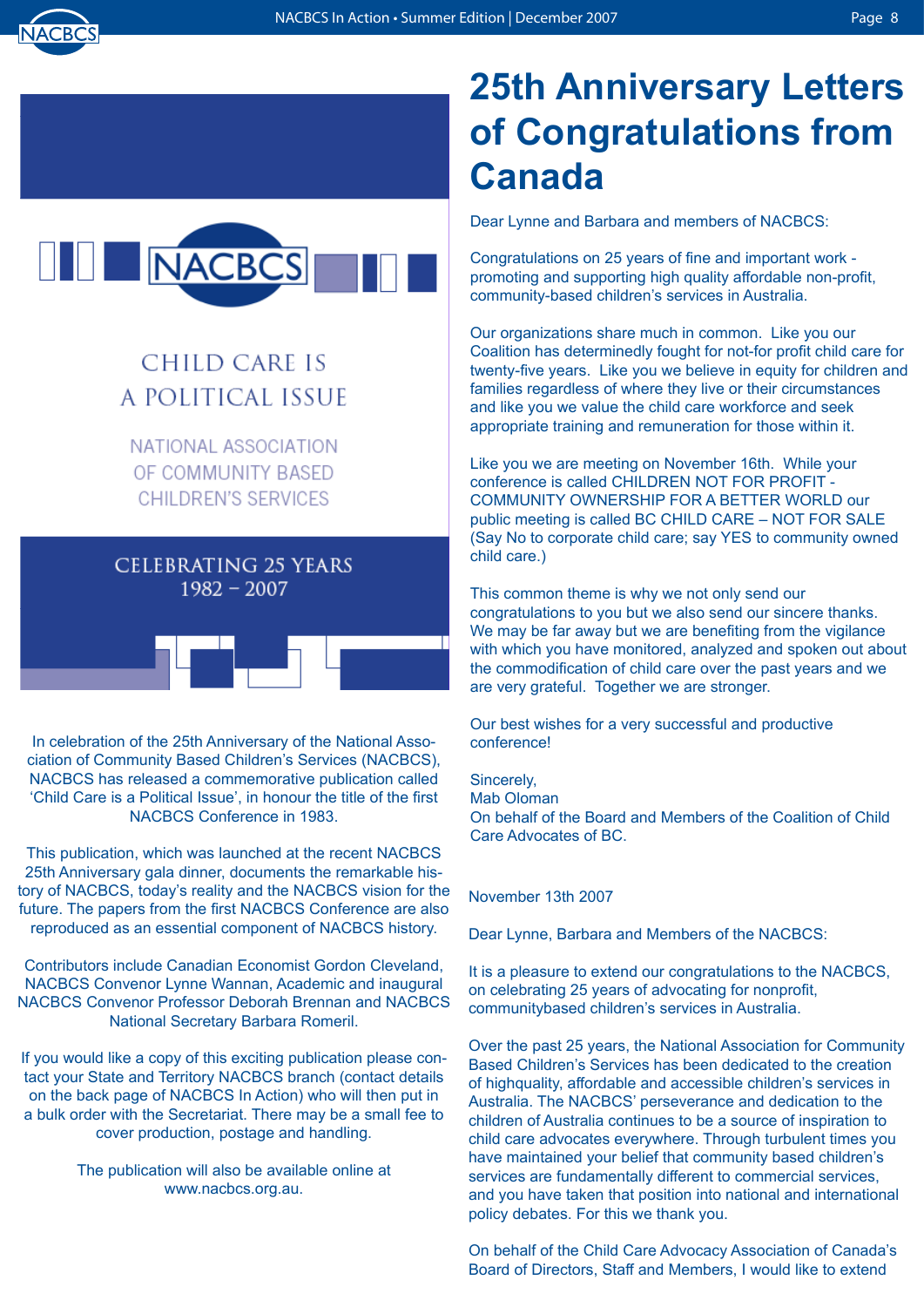# 25th Anniversary Letters of Congratulations from Canada

Dear Lynne and Barbara and members of NACBCS:

Congratulations on 25 years of fine and important work - promoting and supporting high quality affordable non-profit, community-based children's services in Australia.

Our organizations share much in common. Like you our Coalition has determinedly fought for not-for profit child care for twenty-five years. Like you we believe in equity for children and families regardless of where they live or their circumstances and like you we value the child care workforce and seek appropriate training and remuneration for those within it.

Like you we are meeting on November 16th. While your conference is called CHILDREN NOT FOR PROFIT - COMMUNITY OWNERSHIP FOR A BETTER WORLD our public meeting is called BC CHILD CARE – NOT FOR SALE (Say No to corporate child care; say YES to community owned child care.)

This common theme is why we not only send our congratulations to you but we also send our sincere thanks. We may be far away but we are benefiting from the vigilance with which you have monitored, analyzed and spoken out about the commodification of child care over the past years and we are very grateful. Together we are stronger.

Our best wishes for a very successful and productive conference!

Sincerely,
Mab Oloman
On behalf of the Board and Members of the Coalition of Child Care Advocates of BC.

November 13th 2007

Dear Lynne, Barbara and Members of the NACBCS:

It is a pleasure to extend our congratulations to the NACBCS, on celebrating 25 years of advocating for nonprofit, communitybased children's services in Australia.

Over the past 25 years, the National Association for Community Based Children's Services has been dedicated to the creation of highquality, affordable and accessible children's services in Australia. The NACBCS' perseverance and dedication to the children of Australia continues to be a source of inspiration to child care advocates everywhere. Through turbulent times you have maintained your belief that community based children's services are fundamentally different to commercial services, and you have taken that position into national and international policy debates. For this we thank you.

On behalf of the Child Care Advocacy Association of Canada's Board of Directors, Staff and Members, I would like to extend

---

NACBCS

CHILD CARE IS A POLITICAL ISSUE

NATIONAL ASSOCIATION OF COMMUNITY BASED CHILDREN'S SERVICES

CELEBRATING 25 YEARS
1982 – 2007

In celebration of the 25th Anniversary of the National Association of Community Based Children's Services (NACBCS), NACBCS has released a commemorative publication called 'Child Care is a Political Issue', in honour the title of the first NACBCS Conference in 1983.

This publication, which was launched at the recent NACBCS 25th Anniversary gala dinner, documents the remarkable history of NACBCS, today's reality and the NACBCS vision for the future. The papers from the first NACBCS Conference are also reproduced as an essential component of NACBCS history.

Contributors include Canadian Economist Gordon Cleveland, NACBCS Convenor Lynne Wannan, Academic and inaugural NACBCS Convenor Professor Deborah Brennan and NACBCS National Secretary Barbara Romeril.

If you would like a copy of this exciting publication please contact your State and Territory NACBCS branch (contact details on the back page of NACBCS In Action) who will then put in a bulk order with the Secretariat. There may be a small fee to cover production, postage and handling.

The publication will also be available online at www.nacbcs.org.au.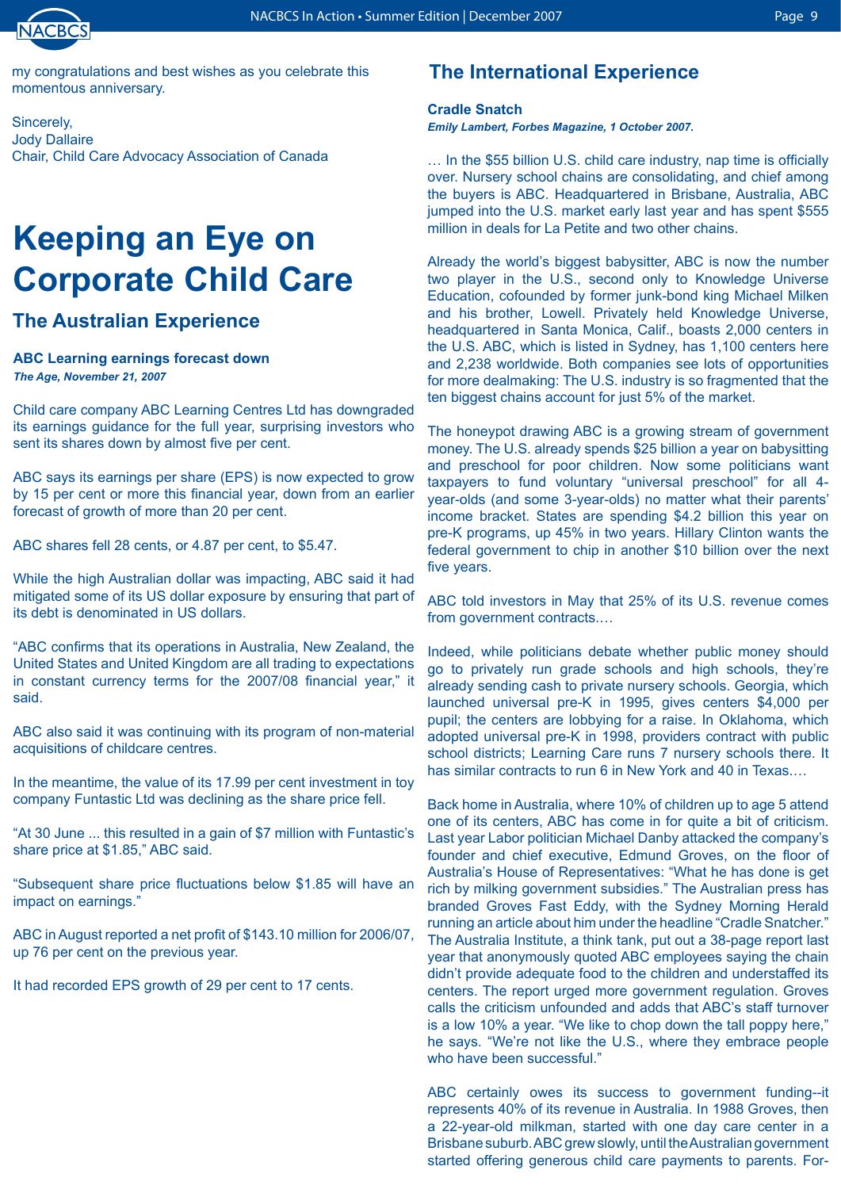my congratulations and best wishes as you celebrate this momentous anniversary.

Sincerely,
Jody Dallaire
Chair, Child Care Advocacy Association of Canada

# Keeping an Eye on Corporate Child Care

## The Australian Experience

**ABC Learning earnings forecast down**
***The Age, November 21, 2007***

Child care company ABC Learning Centres Ltd has downgraded its earnings guidance for the full year, surprising investors who sent its shares down by almost five per cent.

ABC says its earnings per share (EPS) is now expected to grow by 15 per cent or more this financial year, down from an earlier forecast of growth of more than 20 per cent.

ABC shares fell 28 cents, or 4.87 per cent, to $5.47.

While the high Australian dollar was impacting, ABC said it had mitigated some of its US dollar exposure by ensuring that part of its debt is denominated in US dollars.

"ABC confirms that its operations in Australia, New Zealand, the United States and United Kingdom are all trading to expectations in constant currency terms for the 2007/08 financial year," it said.

ABC also said it was continuing with its program of non-material acquisitions of childcare centres.

In the meantime, the value of its 17.99 per cent investment in toy company Funtastic Ltd was declining as the share price fell.

"At 30 June ... this resulted in a gain of $7 million with Funtastic's share price at $1.85," ABC said.

"Subsequent share price fluctuations below $1.85 will have an impact on earnings."

ABC in August reported a net profit of $143.10 million for 2006/07, up 76 per cent on the previous year.

It had recorded EPS growth of 29 per cent to 17 cents.

## The International Experience

**Cradle Snatch**
***Emily Lambert, Forbes Magazine, 1 October 2007.***

… In the $55 billion U.S. child care industry, nap time is officially over. Nursery school chains are consolidating, and chief among the buyers is ABC. Headquartered in Brisbane, Australia, ABC jumped into the U.S. market early last year and has spent $555 million in deals for La Petite and two other chains.

Already the world's biggest babysitter, ABC is now the number two player in the U.S., second only to Knowledge Universe Education, cofounded by former junk-bond king Michael Milken and his brother, Lowell. Privately held Knowledge Universe, headquartered in Santa Monica, Calif., boasts 2,000 centers in the U.S. ABC, which is listed in Sydney, has 1,100 centers here and 2,238 worldwide. Both companies see lots of opportunities for more dealmaking: The U.S. industry is so fragmented that the ten biggest chains account for just 5% of the market.

The honeypot drawing ABC is a growing stream of government money. The U.S. already spends $25 billion a year on babysitting and preschool for poor children. Now some politicians want taxpayers to fund voluntary "universal preschool" for all 4-year-olds (and some 3-year-olds) no matter what their parents' income bracket. States are spending $4.2 billion this year on pre-K programs, up 45% in two years. Hillary Clinton wants the federal government to chip in another $10 billion over the next five years.

ABC told investors in May that 25% of its U.S. revenue comes from government contracts.…

Indeed, while politicians debate whether public money should go to privately run grade schools and high schools, they're already sending cash to private nursery schools. Georgia, which launched universal pre-K in 1995, gives centers $4,000 per pupil; the centers are lobbying for a raise. In Oklahoma, which adopted universal pre-K in 1998, providers contract with public school districts; Learning Care runs 7 nursery schools there. It has similar contracts to run 6 in New York and 40 in Texas.…

Back home in Australia, where 10% of children up to age 5 attend one of its centers, ABC has come in for quite a bit of criticism. Last year Labor politician Michael Danby attacked the company's founder and chief executive, Edmund Groves, on the floor of Australia's House of Representatives: "What he has done is get rich by milking government subsidies." The Australian press has branded Groves Fast Eddy, with the Sydney Morning Herald running an article about him under the headline "Cradle Snatcher." The Australia Institute, a think tank, put out a 38-page report last year that anonymously quoted ABC employees saying the chain didn't provide adequate food to the children and understaffed its centers. The report urged more government regulation. Groves calls the criticism unfounded and adds that ABC's staff turnover is a low 10% a year. "We like to chop down the tall poppy here," he says. "We're not like the U.S., where they embrace people who have been successful."

ABC certainly owes its success to government funding--it represents 40% of its revenue in Australia. In 1988 Groves, then a 22-year-old milkman, started with one day care center in a Brisbane suburb. ABC grew slowly, until the Australian government started offering generous child care payments to parents. For-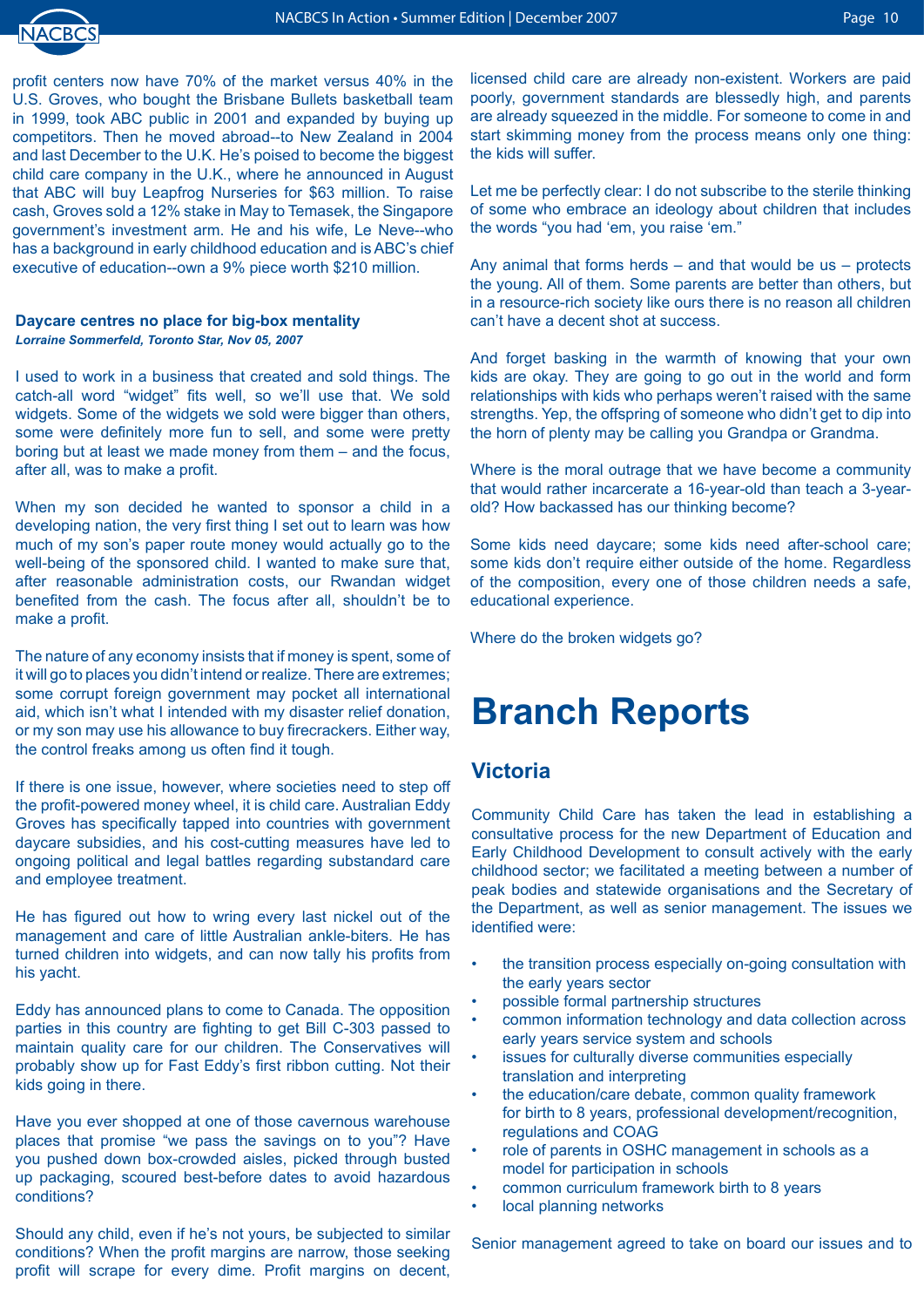profit centers now have 70% of the market versus 40% in the U.S. Groves, who bought the Brisbane Bullets basketball team in 1999, took ABC public in 2001 and expanded by buying up competitors. Then he moved abroad--to New Zealand in 2004 and last December to the U.K. He's poised to become the biggest child care company in the U.K., where he announced in August that ABC will buy Leapfrog Nurseries for $63 million. To raise cash, Groves sold a 12% stake in May to Temasek, the Singapore government's investment arm. He and his wife, Le Neve--who has a background in early childhood education and is ABC's chief executive of education--own a 9% piece worth $210 million.

### Daycare centres no place for big-box mentality

***Lorraine Sommerfeld, Toronto Star, Nov 05, 2007***

I used to work in a business that created and sold things. The catch-all word "widget" fits well, so we'll use that. We sold widgets. Some of the widgets we sold were bigger than others, some were definitely more fun to sell, and some were pretty boring but at least we made money from them – and the focus, after all, was to make a profit.

When my son decided he wanted to sponsor a child in a developing nation, the very first thing I set out to learn was how much of my son's paper route money would actually go to the well-being of the sponsored child. I wanted to make sure that, after reasonable administration costs, our Rwandan widget benefited from the cash. The focus after all, shouldn't be to make a profit.

The nature of any economy insists that if money is spent, some of it will go to places you didn't intend or realize. There are extremes; some corrupt foreign government may pocket all international aid, which isn't what I intended with my disaster relief donation, or my son may use his allowance to buy firecrackers. Either way, the control freaks among us often find it tough.

If there is one issue, however, where societies need to step off the profit-powered money wheel, it is child care. Australian Eddy Groves has specifically tapped into countries with government daycare subsidies, and his cost-cutting measures have led to ongoing political and legal battles regarding substandard care and employee treatment.

He has figured out how to wring every last nickel out of the management and care of little Australian ankle-biters. He has turned children into widgets, and can now tally his profits from his yacht.

Eddy has announced plans to come to Canada. The opposition parties in this country are fighting to get Bill C-303 passed to maintain quality care for our children. The Conservatives will probably show up for Fast Eddy's first ribbon cutting. Not their kids going in there.

Have you ever shopped at one of those cavernous warehouse places that promise "we pass the savings on to you"? Have you pushed down box-crowded aisles, picked through busted up packaging, scoured best-before dates to avoid hazardous conditions?

Should any child, even if he's not yours, be subjected to similar conditions? When the profit margins are narrow, those seeking profit will scrape for every dime. Profit margins on decent, licensed child care are already non-existent. Workers are paid poorly, government standards are blessedly high, and parents are already squeezed in the middle. For someone to come in and start skimming money from the process means only one thing: the kids will suffer.

Let me be perfectly clear: I do not subscribe to the sterile thinking of some who embrace an ideology about children that includes the words "you had 'em, you raise 'em."

Any animal that forms herds – and that would be us – protects the young. All of them. Some parents are better than others, but in a resource-rich society like ours there is no reason all children can't have a decent shot at success.

And forget basking in the warmth of knowing that your own kids are okay. They are going to go out in the world and form relationships with kids who perhaps weren't raised with the same strengths. Yep, the offspring of someone who didn't get to dip into the horn of plenty may be calling you Grandpa or Grandma.

Where is the moral outrage that we have become a community that would rather incarcerate a 16-year-old than teach a 3-year-old? How backassed has our thinking become?

Some kids need daycare; some kids need after-school care; some kids don't require either outside of the home. Regardless of the composition, every one of those children needs a safe, educational experience.

Where do the broken widgets go?

# Branch Reports

## Victoria

Community Child Care has taken the lead in establishing a consultative process for the new Department of Education and Early Childhood Development to consult actively with the early childhood sector; we facilitated a meeting between a number of peak bodies and statewide organisations and the Secretary of the Department, as well as senior management. The issues we identified were:

- the transition process especially on-going consultation with the early years sector
- possible formal partnership structures
- common information technology and data collection across early years service system and schools
- issues for culturally diverse communities especially translation and interpreting
- the education/care debate, common quality framework for birth to 8 years, professional development/recognition, regulations and COAG
- role of parents in OSHC management in schools as a model for participation in schools
- common curriculum framework birth to 8 years
- local planning networks

Senior management agreed to take on board our issues and to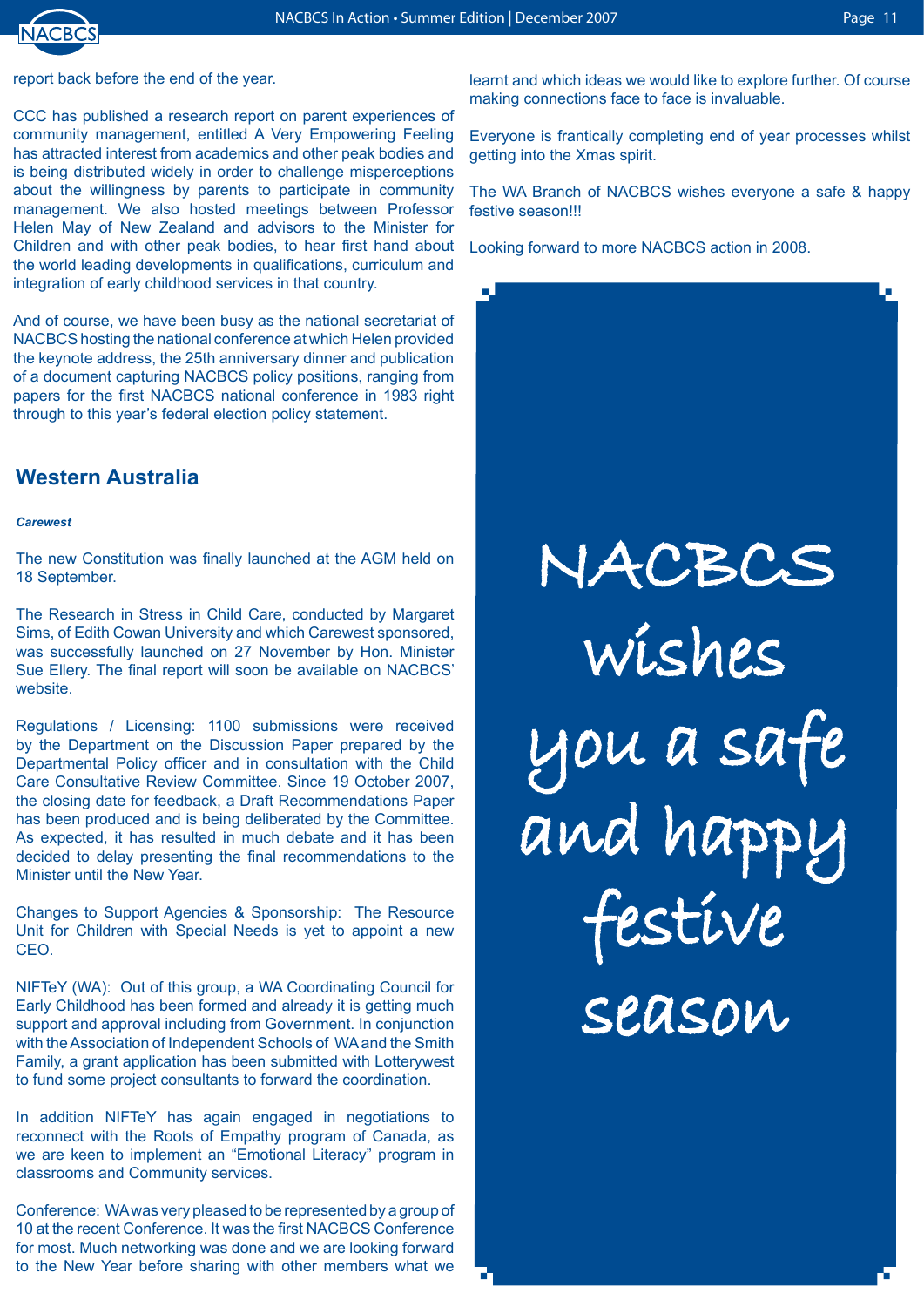report back before the end of the year.

CCC has published a research report on parent experiences of community management, entitled A Very Empowering Feeling has attracted interest from academics and other peak bodies and is being distributed widely in order to challenge misperceptions about the willingness by parents to participate in community management. We also hosted meetings between Professor Helen May of New Zealand and advisors to the Minister for Children and with other peak bodies, to hear first hand about the world leading developments in qualifications, curriculum and integration of early childhood services in that country.

And of course, we have been busy as the national secretariat of NACBCS hosting the national conference at which Helen provided the keynote address, the 25th anniversary dinner and publication of a document capturing NACBCS policy positions, ranging from papers for the first NACBCS national conference in 1983 right through to this year's federal election policy statement.

## Western Australia

***Carewest***

The new Constitution was finally launched at the AGM held on 18 September.

The Research in Stress in Child Care, conducted by Margaret Sims, of Edith Cowan University and which Carewest sponsored, was successfully launched on 27 November by Hon. Minister Sue Ellery. The final report will soon be available on NACBCS' website.

Regulations / Licensing: 1100 submissions were received by the Department on the Discussion Paper prepared by the Departmental Policy officer and in consultation with the Child Care Consultative Review Committee. Since 19 October 2007, the closing date for feedback, a Draft Recommendations Paper has been produced and is being deliberated by the Committee. As expected, it has resulted in much debate and it has been decided to delay presenting the final recommendations to the Minister until the New Year.

Changes to Support Agencies & Sponsorship: The Resource Unit for Children with Special Needs is yet to appoint a new CEO.

NIFTeY (WA): Out of this group, a WA Coordinating Council for Early Childhood has been formed and already it is getting much support and approval including from Government. In conjunction with the Association of Independent Schools of WA and the Smith Family, a grant application has been submitted with Lotterywest to fund some project consultants to forward the coordination.

In addition NIFTeY has again engaged in negotiations to reconnect with the Roots of Empathy program of Canada, as we are keen to implement an "Emotional Literacy" program in classrooms and Community services.

Conference: WA was very pleased to be represented by a group of 10 at the recent Conference. It was the first NACBCS Conference for most. Much networking was done and we are looking forward to the New Year before sharing with other members what we learnt and which ideas we would like to explore further. Of course making connections face to face is invaluable.

Everyone is frantically completing end of year processes whilst getting into the Xmas spirit.

The WA Branch of NACBCS wishes everyone a safe & happy festive season!!!

Looking forward to more NACBCS action in 2008.

NACBCS wishes you a safe and happy festive season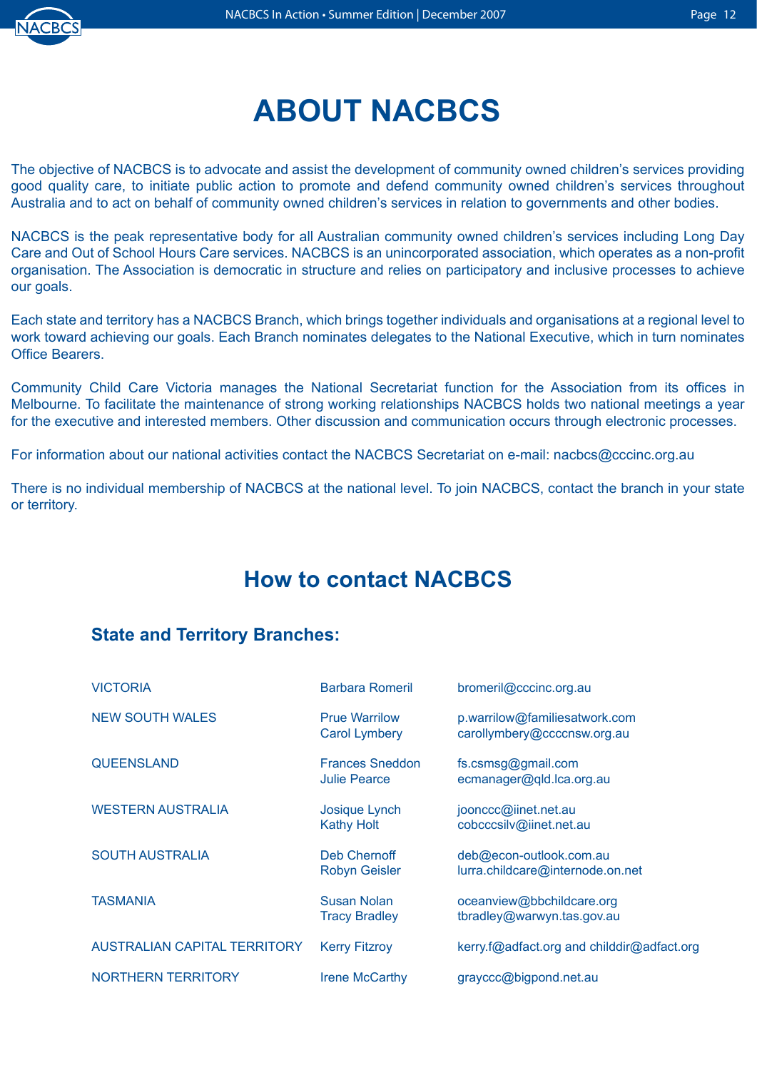# ABOUT NACBCS

The objective of NACBCS is to advocate and assist the development of community owned children's services providing good quality care, to initiate public action to promote and defend community owned children's services throughout Australia and to act on behalf of community owned children's services in relation to governments and other bodies.

NACBCS is the peak representative body for all Australian community owned children's services including Long Day Care and Out of School Hours Care services. NACBCS is an unincorporated association, which operates as a non-profit organisation. The Association is democratic in structure and relies on participatory and inclusive processes to achieve our goals.

Each state and territory has a NACBCS Branch, which brings together individuals and organisations at a regional level to work toward achieving our goals. Each Branch nominates delegates to the National Executive, which in turn nominates Office Bearers.

Community Child Care Victoria manages the National Secretariat function for the Association from its offices in Melbourne. To facilitate the maintenance of strong working relationships NACBCS holds two national meetings a year for the executive and interested members. Other discussion and communication occurs through electronic processes.

For information about our national activities contact the NACBCS Secretariat on e-mail: nacbcs@cccinc.org.au

There is no individual membership of NACBCS at the national level. To join NACBCS, contact the branch in your state or territory.

## How to contact NACBCS

### State and Territory Branches:

| | | |
|---|---|---|
| VICTORIA | Barbara Romeril | bromeril@cccinc.org.au |
| NEW SOUTH WALES | Prue Warrilow<br>Carol Lymbery | p.warrilow@familiesatwork.com<br>carollymbery@ccccnsw.org.au |
| QUEENSLAND | Frances Sneddon<br>Julie Pearce | fs.csmsg@gmail.com<br>ecmanager@qld.lca.org.au |
| WESTERN AUSTRALIA | Josique Lynch<br>Kathy Holt | joonccc@iinet.net.au<br>cobcccsilv@iinet.net.au |
| SOUTH AUSTRALIA | Deb Chernoff<br>Robyn Geisler | deb@econ-outlook.com.au<br>lurra.childcare@internode.on.net |
| TASMANIA | Susan Nolan<br>Tracy Bradley | oceanview@bbchildcare.org<br>tbradley@warwyn.tas.gov.au |
| AUSTRALIAN CAPITAL TERRITORY | Kerry Fitzroy | kerry.f@adfact.org and childdir@adfact.org |
| NORTHERN TERRITORY | Irene McCarthy | grayccc@bigpond.net.au |